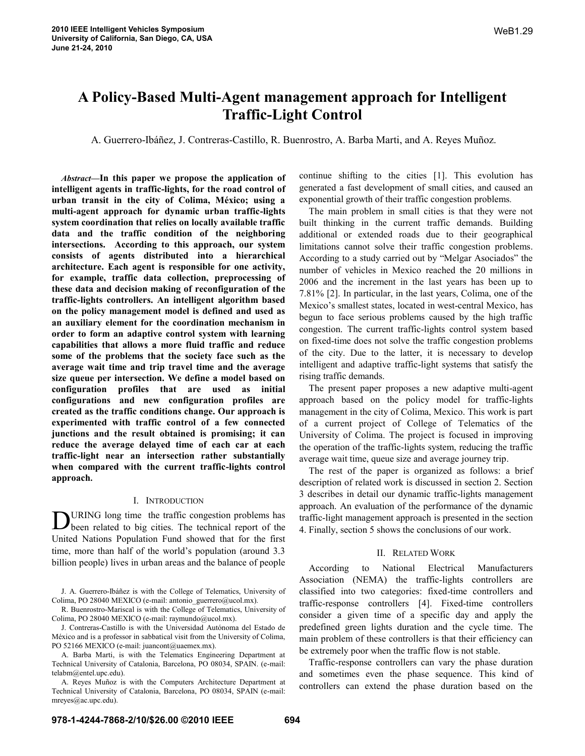# A Policy-Based Multi-Agent management approach for Intelligent Traffic-Light Control

A. Guerrero-Ibáñez, J. Contreras-Castillo, R. Buenrostro, A. Barba Marti, and A. Reyes Muñoz.

***Abstract*—In this paper we propose the application of intelligent agents in traffic-lights, for the road control of urban transit in the city of Colima, México; using a multi-agent approach for dynamic urban traffic-lights system coordination that relies on locally available traffic data and the traffic condition of the neighboring intersections. According to this approach, our system consists of agents distributed into a hierarchical architecture. Each agent is responsible for one activity, for example, traffic data collection, preprocessing of these data and decision making of reconfiguration of the traffic-lights controllers. An intelligent algorithm based on the policy management model is defined and used as an auxiliary element for the coordination mechanism in order to form an adaptive control system with learning capabilities that allows a more fluid traffic and reduce some of the problems that the society face such as the average wait time and trip travel time and the average size queue per intersection. We define a model based on configuration profiles that are used as initial configurations and new configuration profiles are created as the traffic conditions change. Our approach is experimented with traffic control of a few connected junctions and the result obtained is promising; it can reduce the average delayed time of each car at each traffic-light near an intersection rather substantially when compared with the current traffic-lights control approach.**

## I. Introduction

DURING long time the traffic congestion problems has been related to big cities. The technical report of the United Nations Population Fund showed that for the first time, more than half of the world's population (around 3.3 billion people) lives in urban areas and the balance of people continue shifting to the cities [1]. This evolution has generated a fast development of small cities, and caused an exponential growth of their traffic congestion problems.

J. A. Guerrero-Ibáñez is with the College of Telematics, University of Colima, PO 28040 MEXICO (e-mail: antonio_guerrero@ucol.mx).

R. Buenrostro-Mariscal is with the College of Telematics, University of Colima, PO 28040 MEXICO (e-mail: raymundo@ucol.mx).

J. Contreras-Castillo is with the Universidad Autónoma del Estado de México and is a professor in sabbatical visit from the University of Colima, PO 52166 MEXICO (e-mail: juancont@uaemex.mx).

A. Barba Marti, is with the Telematics Engineering Department at Technical University of Catalonia, Barcelona, PO 08034, SPAIN. (e-mail: telabm@entel.upc.edu).

A. Reyes Muñoz is with the Computers Architecture Department at Technical University of Catalonia, Barcelona, PO 08034, SPAIN (e-mail: mreyes@ac.upc.edu).

The main problem in small cities is that they were not built thinking in the current traffic demands. Building additional or extended roads due to their geographical limitations cannot solve their traffic congestion problems. According to a study carried out by "Melgar Asociados" the number of vehicles in Mexico reached the 20 millions in 2006 and the increment in the last years has been up to 7.81% [2]. In particular, in the last years, Colima, one of the Mexico's smallest states, located in west-central Mexico, has begun to face serious problems caused by the high traffic congestion. The current traffic-lights control system based on fixed-time does not solve the traffic congestion problems of the city. Due to the latter, it is necessary to develop intelligent and adaptive traffic-light systems that satisfy the rising traffic demands.

The present paper proposes a new adaptive multi-agent approach based on the policy model for traffic-lights management in the city of Colima, Mexico. This work is part of a current project of College of Telematics of the University of Colima. The project is focused in improving the operation of the traffic-lights system, reducing the traffic average wait time, queue size and average journey trip.

The rest of the paper is organized as follows: a brief description of related work is discussed in section 2. Section 3 describes in detail our dynamic traffic-lights management approach. An evaluation of the performance of the dynamic traffic-light management approach is presented in the section 4. Finally, section 5 shows the conclusions of our work.

## II. Related Work

According to National Electrical Manufacturers Association (NEMA) the traffic-lights controllers are classified into two categories: fixed-time controllers and traffic-response controllers [4]. Fixed-time controllers consider a given time of a specific day and apply the predefined green lights duration and the cycle time. The main problem of these controllers is that their efficiency can be extremely poor when the traffic flow is not stable.

Traffic-response controllers can vary the phase duration and sometimes even the phase sequence. This kind of controllers can extend the phase duration based on the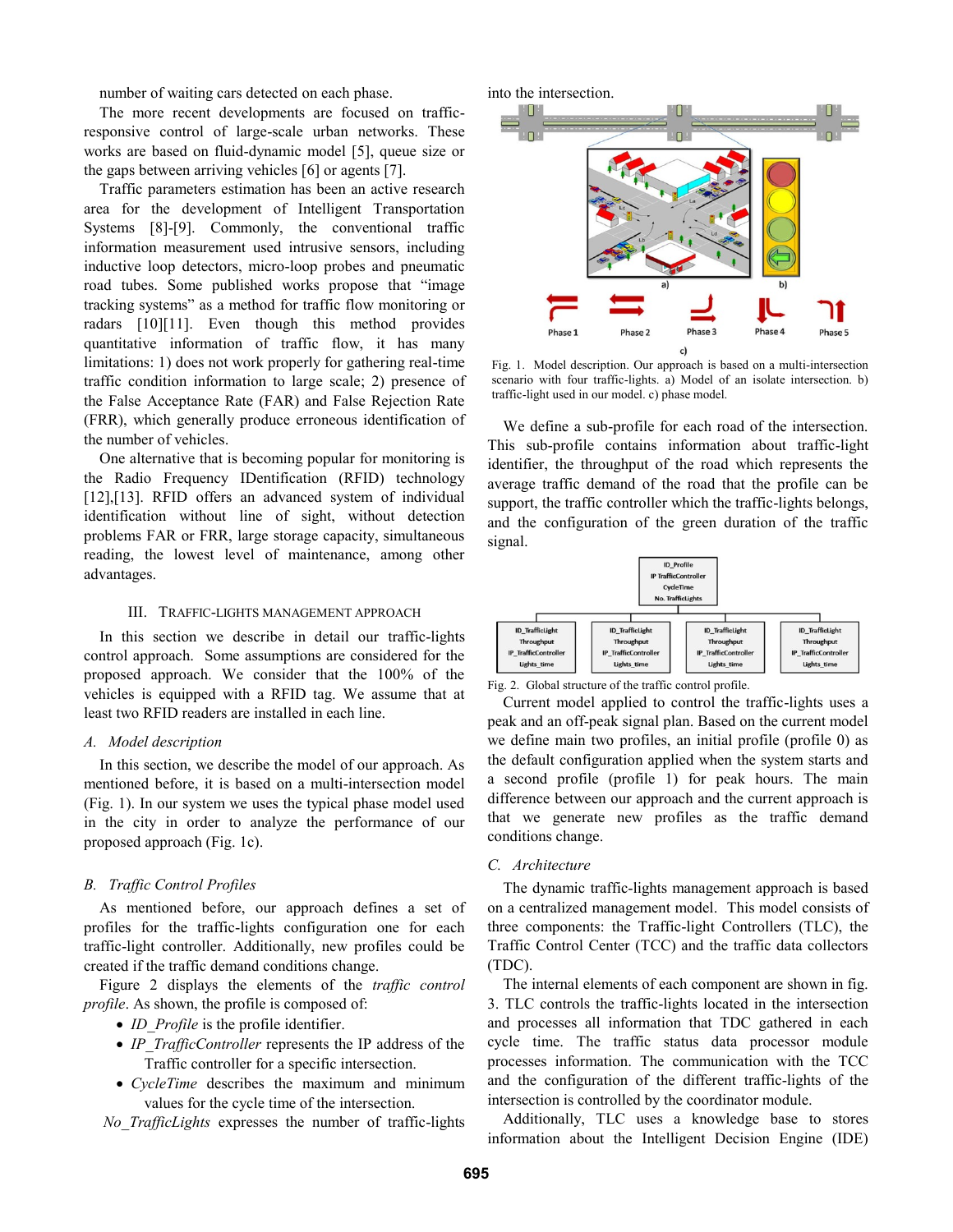number of waiting cars detected on each phase.

The more recent developments are focused on traffic-responsive control of large-scale urban networks. These works are based on fluid-dynamic model [5], queue size or the gaps between arriving vehicles [6] or agents [7].

Traffic parameters estimation has been an active research area for the development of Intelligent Transportation Systems [8]-[9]. Commonly, the conventional traffic information measurement used intrusive sensors, including inductive loop detectors, micro-loop probes and pneumatic road tubes. Some published works propose that "image tracking systems" as a method for traffic flow monitoring or radars [10][11]. Even though this method provides quantitative information of traffic flow, it has many limitations: 1) does not work properly for gathering real-time traffic condition information to large scale; 2) presence of the False Acceptance Rate (FAR) and False Rejection Rate (FRR), which generally produce erroneous identification of the number of vehicles.

One alternative that is becoming popular for monitoring is the Radio Frequency IDentification (RFID) technology [12],[13]. RFID offers an advanced system of individual identification without line of sight, without detection problems FAR or FRR, large storage capacity, simultaneous reading, the lowest level of maintenance, among other advantages.

## III. Traffic-Lights Management Approach

In this section we describe in detail our traffic-lights control approach. Some assumptions are considered for the proposed approach. We consider that the 100% of the vehicles is equipped with a RFID tag. We assume that at least two RFID readers are installed in each line.

### A. Model description

In this section, we describe the model of our approach. As mentioned before, it is based on a multi-intersection model (Fig. 1). In our system we uses the typical phase model used in the city in order to analyze the performance of our proposed approach (Fig. 1c).

### B. Traffic Control Profiles

As mentioned before, our approach defines a set of profiles for the traffic-lights configuration one for each traffic-light controller. Additionally, new profiles could be created if the traffic demand conditions change.

Figure 2 displays the elements of the *traffic control profile*. As shown, the profile is composed of:

- *ID_Profile* is the profile identifier.
- *IP_TrafficController* represents the IP address of the Traffic controller for a specific intersection.
- *CycleTime* describes the maximum and minimum values for the cycle time of the intersection.

*No_TrafficLights* expresses the number of traffic-lights into the intersection.

Fig. 1. Model description. Our approach is based on a multi-intersection scenario with four traffic-lights. a) Model of an isolate intersection. b) traffic-light used in our model. c) phase model.

We define a sub-profile for each road of the intersection. This sub-profile contains information about traffic-light identifier, the throughput of the road which represents the average traffic demand of the road that the profile can be support, the traffic controller which the traffic-lights belongs, and the configuration of the green duration of the traffic signal.

Fig. 2. Global structure of the traffic control profile.

Current model applied to control the traffic-lights uses a peak and an off-peak signal plan. Based on the current model we define main two profiles, an initial profile (profile 0) as the default configuration applied when the system starts and a second profile (profile 1) for peak hours. The main difference between our approach and the current approach is that we generate new profiles as the traffic demand conditions change.

### C. Architecture

The dynamic traffic-lights management approach is based on a centralized management model. This model consists of three components: the Traffic-light Controllers (TLC), the Traffic Control Center (TCC) and the traffic data collectors (TDC).

The internal elements of each component are shown in fig. 3. TLC controls the traffic-lights located in the intersection and processes all information that TDC gathered in each cycle time. The traffic status data processor module processes information. The communication with the TCC and the configuration of the different traffic-lights of the intersection is controlled by the coordinator module.

Additionally, TLC uses a knowledge base to stores information about the Intelligent Decision Engine (IDE)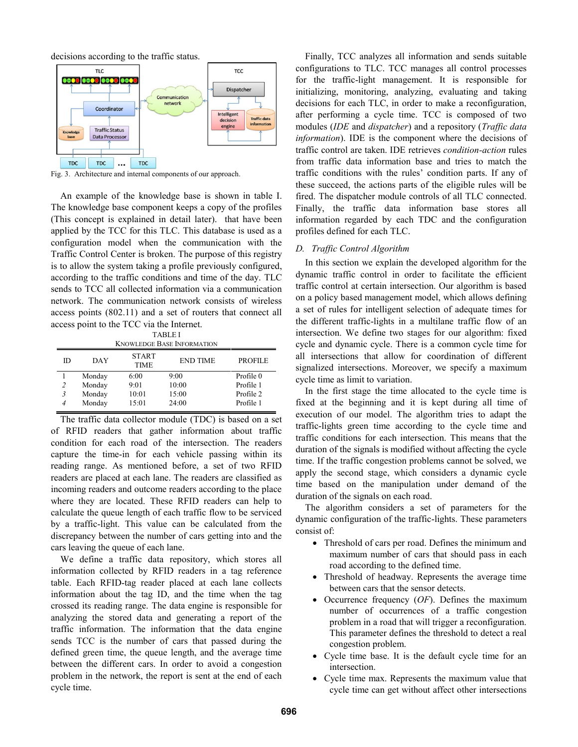decisions according to the traffic status.

TLC

Coordinator

Knowledge base

Traffic Status Data Processor

Communication network

TCC

Dispatcher

Intelligent decision engine

Traffic data information

TDC

TDC

...

TDC

Fig. 3. Architecture and internal components of our approach.

An example of the knowledge base is shown in table I. The knowledge base component keeps a copy of the profiles (This concept is explained in detail later). that have been applied by the TCC for this TLC. This database is used as a configuration model when the communication with the Traffic Control Center is broken. The purpose of this registry is to allow the system taking a profile previously configured, according to the traffic conditions and time of the day. TLC sends to TCC all collected information via a communication network. The communication network consists of wireless access points (802.11) and a set of routers that connect all access point to the TCC via the Internet.

TABLE I
KNOWLEDGE BASE INFORMATION

| ID | DAY | START TIME | END TIME | PROFILE |
|---|---|---|---|---|
| 1 | Monday | 6:00 | 9:00 | Profile 0 |
| 2 | Monday | 9:01 | 10:00 | Profile 1 |
| 3 | Monday | 10:01 | 15:00 | Profile 2 |
| 4 | Monday | 15:01 | 24:00 | Profile 1 |

The traffic data collector module (TDC) is based on a set of RFID readers that gather information about traffic condition for each road of the intersection. The readers capture the time-in for each vehicle passing within its reading range. As mentioned before, a set of two RFID readers are placed at each lane. The readers are classified as incoming readers and outcome readers according to the place where they are located. These RFID readers can help to calculate the queue length of each traffic flow to be serviced by a traffic-light. This value can be calculated from the discrepancy between the number of cars getting into and the cars leaving the queue of each lane.

We define a traffic data repository, which stores all information collected by RFID readers in a tag reference table. Each RFID-tag reader placed at each lane collects information about the tag ID, and the time when the tag crossed its reading range. The data engine is responsible for analyzing the stored data and generating a report of the traffic information. The information that the data engine sends TCC is the number of cars that passed during the defined green time, the queue length, and the average time between the different cars. In order to avoid a congestion problem in the network, the report is sent at the end of each cycle time.

Finally, TCC analyzes all information and sends suitable configurations to TLC. TCC manages all control processes for the traffic-light management. It is responsible for initializing, monitoring, analyzing, evaluating and taking decisions for each TLC, in order to make a reconfiguration, after performing a cycle time. TCC is composed of two modules (*IDE* and *dispatcher*) and a repository (*Traffic data information*). IDE is the component where the decisions of traffic control are taken. IDE retrieves *condition-action* rules from traffic data information base and tries to match the traffic conditions with the rules' condition parts. If any of these succeed, the actions parts of the eligible rules will be fired. The dispatcher module controls of all TLC connected. Finally, the traffic data information base stores all information regarded by each TDC and the configuration profiles defined for each TLC.

### D. *Traffic Control Algorithm*

In this section we explain the developed algorithm for the dynamic traffic control in order to facilitate the efficient traffic control at certain intersection. Our algorithm is based on a policy based management model, which allows defining a set of rules for intelligent selection of adequate times for the different traffic-lights in a multilane traffic flow of an intersection. We define two stages for our algorithm: fixed cycle and dynamic cycle. There is a common cycle time for all intersections that allow for coordination of different signalized intersections. Moreover, we specify a maximum cycle time as limit to variation.

In the first stage the time allocated to the cycle time is fixed at the beginning and it is kept during all time of execution of our model. The algorithm tries to adapt the traffic-lights green time according to the cycle time and traffic conditions for each intersection. This means that the duration of the signals is modified without affecting the cycle time. If the traffic congestion problems cannot be solved, we apply the second stage, which considers a dynamic cycle time based on the manipulation under demand of the duration of the signals on each road.

The algorithm considers a set of parameters for the dynamic configuration of the traffic-lights. These parameters consist of:

- Threshold of cars per road. Defines the minimum and maximum number of cars that should pass in each road according to the defined time.
- Threshold of headway. Represents the average time between cars that the sensor detects.
- Occurrence frequency (*OF*). Defines the maximum number of occurrences of a traffic congestion problem in a road that will trigger a reconfiguration. This parameter defines the threshold to detect a real congestion problem.
- Cycle time base. It is the default cycle time for an intersection.
- Cycle time max. Represents the maximum value that cycle time can get without affect other intersections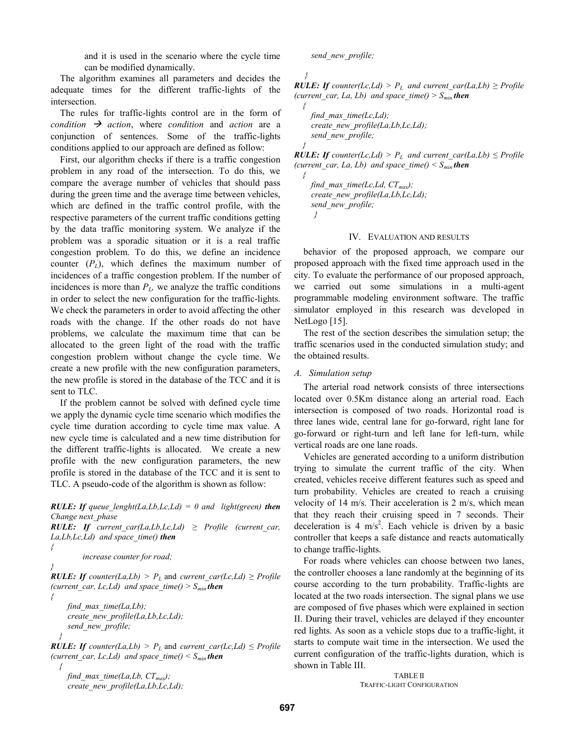and it is used in the scenario where the cycle time can be modified dynamically.

The algorithm examines all parameters and decides the adequate times for the different traffic-lights of the intersection.

The rules for traffic-lights control are in the form of *condition* → *action*, where *condition* and *action* are a conjunction of sentences. Some of the traffic-lights conditions applied to our approach are defined as follow:

First, our algorithm checks if there is a traffic congestion problem in any road of the intersection. To do this, we compare the average number of vehicles that should pass during the green time and the average time between vehicles, which are defined in the traffic control profile, with the respective parameters of the current traffic conditions getting by the data traffic monitoring system. We analyze if the problem was a sporadic situation or it is a real traffic congestion problem. To do this, we define an incidence counter ($P_L$), which defines the maximum number of incidences of a traffic congestion problem. If the number of incidences is more than $P_L$, we analyze the traffic conditions in order to select the new configuration for the traffic-lights. We check the parameters in order to avoid affecting the other roads with the change. If the other roads do not have problems, we calculate the maximum time that can be allocated to the green light of the road with the traffic congestion problem without change the cycle time. We create a new profile with the new configuration parameters, the new profile is stored in the database of the TCC and it is sent to TLC.

If the problem cannot be solved with defined cycle time we apply the dynamic cycle time scenario which modifies the cycle time duration according to cycle time max value. A new cycle time is calculated and a new time distribution for the different traffic-lights is allocated. We create a new profile with the new configuration parameters, the new profile is stored in the database of the TCC and it is sent to TLC. A pseudo-code of the algorithm is shown as follow:

***RULE: If*** *queue_lenght(La,Lb,Lc,Ld) = 0 and light(green)* ***then*** *Change next_phase*

***RULE: If*** *current_car(La,Lb,Lc,Ld) ≥ Profile (current_car, La,Lb,Lc,Ld) and space_time()* ***then***

```
{
        increase counter for road;
}
```

***RULE: If*** *counter(La,Lb) >* $P_L$ and *current_car(Lc,Ld) ≥ Profile (current_car, Lc,Ld) and space_time() >* $S_{min}$ ***then***

```
{
    find_max_time(La,Lb);
    create_new_profile(La,Lb,Lc,Ld);
    send_new_profile;
}
```

***RULE: If*** *counter(La,Lb) >* $P_L$ and *current_car(Lc,Ld) ≤ Profile (current_car, Lc,Ld) and space_time() <* $S_{min}$ ***then***

```
{
    find_max_time(La,Lb, CTmax);
    create_new_profile(La,Lb,Lc,Ld);
    send_new_profile;
}
```

***RULE: If*** *counter(Lc,Ld) >* $P_L$ *and current_car(La,Lb) ≥ Profile (current_car, La, Lb) and space_time() >* $S_{min}$ ***then***

```
{
    find_max_time(Lc,Ld);
    create_new_profile(La,Lb,Lc,Ld);
    send_new_profile;
}
```

***RULE: If*** *counter(Lc,Ld) >* $P_L$ *and current_car(La,Lb) ≤ Profile (current_car, La, Lb) and space_time() <* $S_{min}$ ***then***

```
{
    find_max_time(Lc,Ld, CTmax);
    create_new_profile(La,Lb,Lc,Ld);
    send_new_profile;
}
```

## IV. Evaluation and Results

behavior of the proposed approach, we compare our proposed approach with the fixed time approach used in the city. To evaluate the performance of our proposed approach, we carried out some simulations in a multi-agent programmable modeling environment software. The traffic simulator employed in this research was developed in NetLogo [15].

The rest of the section describes the simulation setup; the traffic scenarios used in the conducted simulation study; and the obtained results.

### A. Simulation setup

The arterial road network consists of three intersections located over 0.5Km distance along an arterial road. Each intersection is composed of two roads. Horizontal road is three lanes wide, central lane for go-forward, right lane for go-forward or right-turn and left lane for left-turn, while vertical roads are one lane roads.

Vehicles are generated according to a uniform distribution trying to simulate the current traffic of the city. When created, vehicles receive different features such as speed and turn probability. Vehicles are created to reach a cruising velocity of 14 m/s. Their acceleration is 2 m/s, which mean that they reach their cruising speed in 7 seconds. Their deceleration is 4 $m/s^2$. Each vehicle is driven by a basic controller that keeps a safe distance and reacts automatically to change traffic-lights.

For roads where vehicles can choose between two lanes, the controller chooses a lane randomly at the beginning of its course according to the turn probability. Traffic-lights are located at the two roads intersection. The signal plans we use are composed of five phases which were explained in section II. During their travel, vehicles are delayed if they encounter red lights. As soon as a vehicle stops due to a traffic-light, it starts to compute wait time in the intersection. We used the current configuration of the traffic-lights duration, which is shown in Table III.

TABLE II
Traffic-light Configuration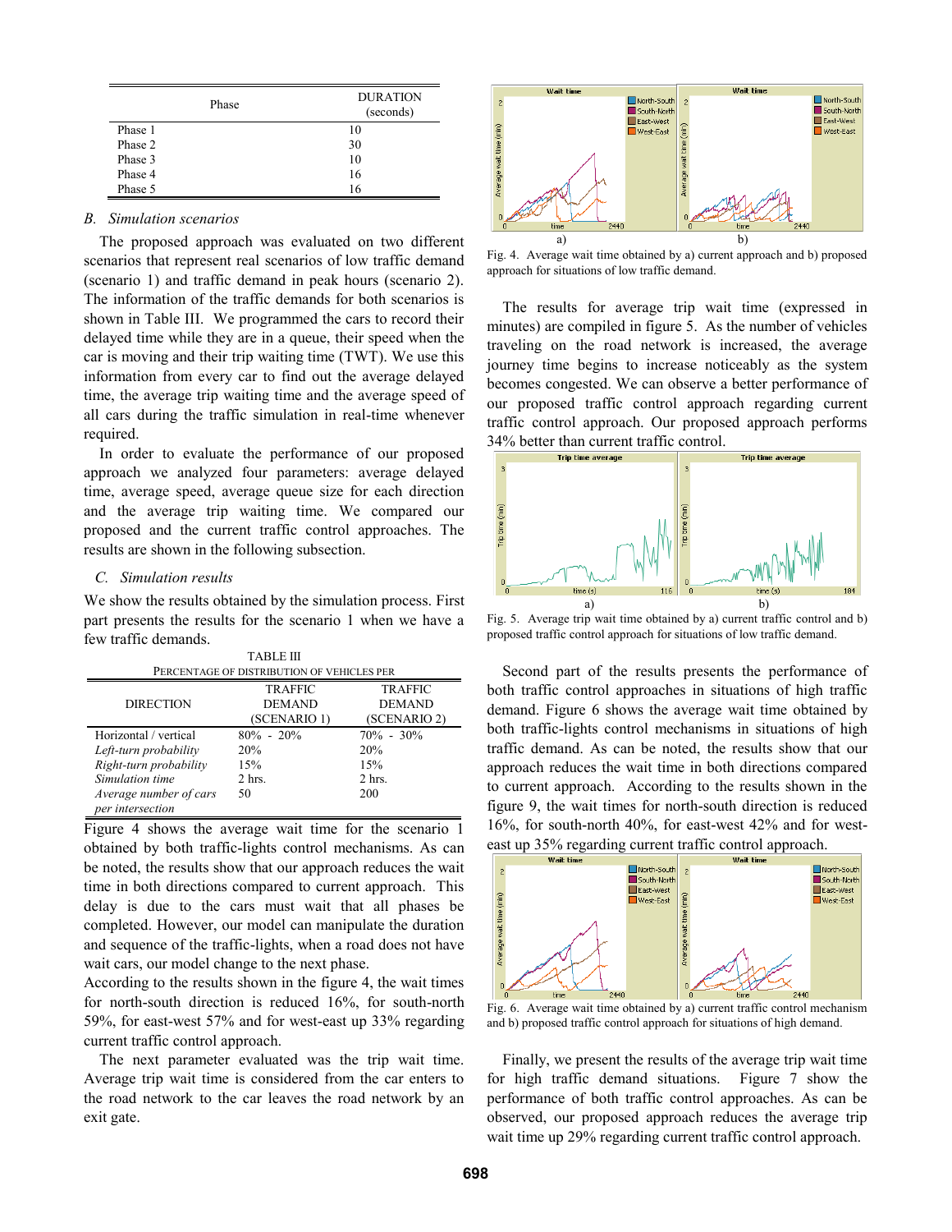| Phase | DURATION (seconds) |
|---|---|
| Phase 1 | 10 |
| Phase 2 | 30 |
| Phase 3 | 10 |
| Phase 4 | 16 |
| Phase 5 | 16 |

### B. Simulation scenarios

The proposed approach was evaluated on two different scenarios that represent real scenarios of low traffic demand (scenario 1) and traffic demand in peak hours (scenario 2). The information of the traffic demands for both scenarios is shown in Table III. We programmed the cars to record their delayed time while they are in a queue, their speed when the car is moving and their trip waiting time (TWT). We use this information from every car to find out the average delayed time, the average trip waiting time and the average speed of all cars during the traffic simulation in real-time whenever required.

In order to evaluate the performance of our proposed approach we analyzed four parameters: average delayed time, average speed, average queue size for each direction and the average trip waiting time. We compared our proposed and the current traffic control approaches. The results are shown in the following subsection.

### C. Simulation results

We show the results obtained by the simulation process. First part presents the results for the scenario 1 when we have a few traffic demands.

TABLE III
PERCENTAGE OF DISTRIBUTION OF VEHICLES PER

| DIRECTION | TRAFFIC DEMAND (SCENARIO 1) | TRAFFIC DEMAND (SCENARIO 2) |
|---|---|---|
| Horizontal / vertical | 80% - 20% | 70% - 30% |
| *Left-turn probability* | 20% | 20% |
| *Right-turn probability* | 15% | 15% |
| *Simulation time* | 2 hrs. | 2 hrs. |
| *Average number of cars per intersection* | 50 | 200 |

Figure 4 shows the average wait time for the scenario 1 obtained by both traffic-lights control mechanisms. As can be noted, the results show that our approach reduces the wait time in both directions compared to current approach. This delay is due to the cars must wait that all phases be completed. However, our model can manipulate the duration and sequence of the traffic-lights, when a road does not have wait cars, our model change to the next phase.

According to the results shown in the figure 4, the wait times for north-south direction is reduced 16%, for south-north 59%, for east-west 57% and for west-east up 33% regarding current traffic control approach.

The next parameter evaluated was the trip wait time. Average trip wait time is considered from the car enters to the road network to the car leaves the road network by an exit gate.

Fig. 4. Average wait time obtained by a) current approach and b) proposed approach for situations of low traffic demand.

The results for average trip wait time (expressed in minutes) are compiled in figure 5. As the number of vehicles traveling on the road network is increased, the average journey time begins to increase noticeably as the system becomes congested. We can observe a better performance of our proposed traffic control approach regarding current traffic control approach. Our proposed approach performs 34% better than current traffic control.

Fig. 5. Average trip wait time obtained by a) current traffic control and b) proposed traffic control approach for situations of low traffic demand.

Second part of the results presents the performance of both traffic control approaches in situations of high traffic demand. Figure 6 shows the average wait time obtained by both traffic-lights control mechanisms in situations of high traffic demand. As can be noted, the results show that our approach reduces the wait time in both directions compared to current approach. According to the results shown in the figure 9, the wait times for north-south direction is reduced 16%, for south-north 40%, for east-west 42% and for west-east up 35% regarding current traffic control approach.

Fig. 6. Average wait time obtained by a) current traffic control mechanism and b) proposed traffic control approach for situations of high demand.

Finally, we present the results of the average trip wait time for high traffic demand situations. Figure 7 show the performance of both traffic control approaches. As can be observed, our proposed approach reduces the average trip wait time up 29% regarding current traffic control approach.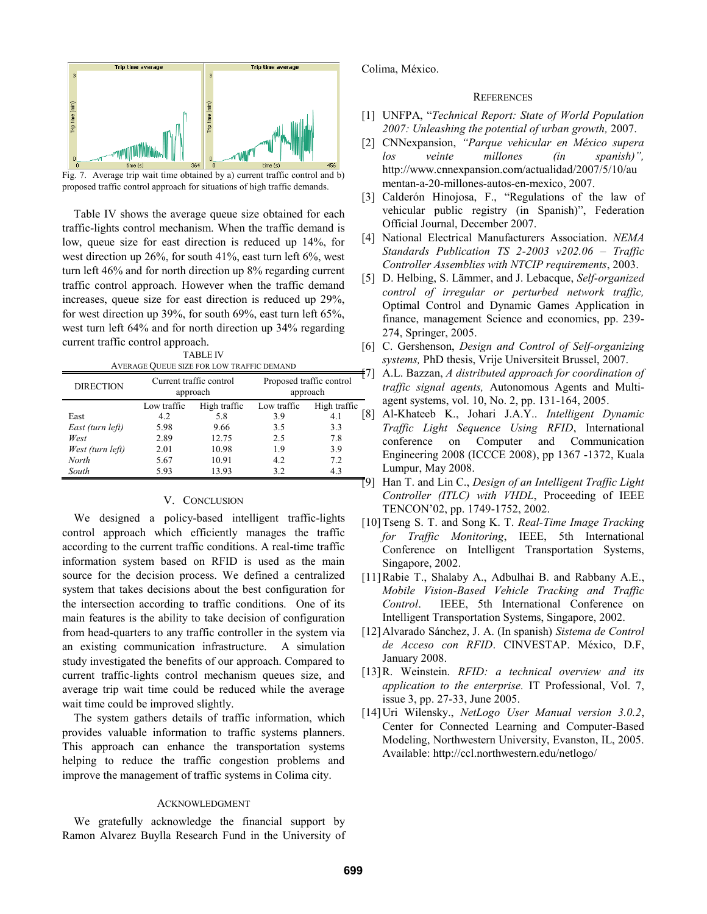Trip time average

3

Trip time (min)

0

time (s)

364

Trip time average

3

Trip time (min)

0

time (s)

456

Fig. 7. Average trip wait time obtained by a) current traffic control and b) proposed traffic control approach for situations of high traffic demands.

Table IV shows the average queue size obtained for each traffic-lights control mechanism. When the traffic demand is low, queue size for east direction is reduced up 14%, for west direction up 26%, for south 41%, east turn left 6%, west turn left 46% and for north direction up 8% regarding current traffic control approach. However when the traffic demand increases, queue size for east direction is reduced up 29%, for west direction up 39%, for south 69%, east turn left 65%, west turn left 64% and for north direction up 34% regarding current traffic control approach.

TABLE IV
AVERAGE QUEUE SIZE FOR LOW TRAFFIC DEMAND

| DIRECTION | Current traffic control approach | | Proposed traffic control approach | |
|---|---|---|---|---|
| | Low traffic | High traffic | Low traffic | High traffic |
| East | 4.2 | 5.8 | 3.9 | 4.1 |
| *East (turn left)* | 5.98 | 9.66 | 3.5 | 3.3 |
| *West* | 2.89 | 12.75 | 2.5 | 7.8 |
| *West (turn left)* | 2.01 | 10.98 | 1.9 | 3.9 |
| *North* | 5.67 | 10.91 | 4.2 | 7.2 |
| *South* | 5.93 | 13.93 | 3.2 | 4.3 |

## V. CONCLUSION

We designed a policy-based intelligent traffic-lights control approach which efficiently manages the traffic according to the current traffic conditions. A real-time traffic information system based on RFID is used as the main source for the decision process. We defined a centralized system that takes decisions about the best configuration for the intersection according to traffic conditions. One of its main features is the ability to take decision of configuration from head-quarters to any traffic controller in the system via an existing communication infrastructure. A simulation study investigated the benefits of our approach. Compared to current traffic-lights control mechanism queues size, and average trip wait time could be reduced while the average wait time could be improved slightly.

The system gathers details of traffic information, which provides valuable information to traffic systems planners. This approach can enhance the transportation systems helping to reduce the traffic congestion problems and improve the management of traffic systems in Colima city.

## ACKNOWLEDGMENT

We gratefully acknowledge the financial support by Ramon Alvarez Buylla Research Fund in the University of Colima, México.

## REFERENCES

[1] UNFPA, "*Technical Report: State of World Population 2007: Unleashing the potential of urban growth,* 2007.

[2] CNNexpansion, *"Parque vehicular en México supera los veinte millones (in spanish)",* http://www.cnnexpansion.com/actualidad/2007/5/10/aumentan-a-20-millones-autos-en-mexico, 2007.

[3] Calderón Hinojosa, F., "Regulations of the law of vehicular public registry (in Spanish)", Federation Official Journal, December 2007.

[4] National Electrical Manufacturers Association. *NEMA Standards Publication TS 2-2003 v202.06 – Traffic Controller Assemblies with NTCIP requirements*, 2003.

[5] D. Helbing, S. Lämmer, and J. Lebacque, *Self-organized control of irregular or perturbed network traffic,* Optimal Control and Dynamic Games Application in finance, management Science and economics, pp. 239-274, Springer, 2005.

[6] C. Gershenson, *Design and Control of Self-organizing systems,* PhD thesis, Vrije Universiteit Brussel, 2007.

[7] A.L. Bazzan, *A distributed approach for coordination of traffic signal agents,* Autonomous Agents and Multi-agent systems, vol. 10, No. 2, pp. 131-164, 2005.

[8] Al-Khateeb K., Johari J.A.Y.. *Intelligent Dynamic Traffic Light Sequence Using RFID*, International conference on Computer and Communication Engineering 2008 (ICCCE 2008), pp 1367 -1372, Kuala Lumpur, May 2008.

[9] Han T. and Lin C., *Design of an Intelligent Traffic Light Controller (ITLC) with VHDL*, Proceeding of IEEE TENCON'02, pp. 1749-1752, 2002.

[10] Tseng S. T. and Song K. T. *Real-Time Image Tracking for Traffic Monitoring*, IEEE, 5th International Conference on Intelligent Transportation Systems, Singapore, 2002.

[11] Rabie T., Shalaby A., Adbulhai B. and Rabbany A.E., *Mobile Vision-Based Vehicle Tracking and Traffic Control*. IEEE, 5th International Conference on Intelligent Transportation Systems, Singapore, 2002.

[12] Alvarado Sánchez, J. A. (In spanish) *Sistema de Control de Acceso con RFID*. CINVESTAP. México, D.F, January 2008.

[13] R. Weinstein. *RFID: a technical overview and its application to the enterprise.* IT Professional, Vol. 7, issue 3, pp. 27-33, June 2005.

[14] Uri Wilensky., *NetLogo User Manual version 3.0.2*, Center for Connected Learning and Computer-Based Modeling, Northwestern University, Evanston, IL, 2005. Available: http://ccl.northwestern.edu/netlogo/